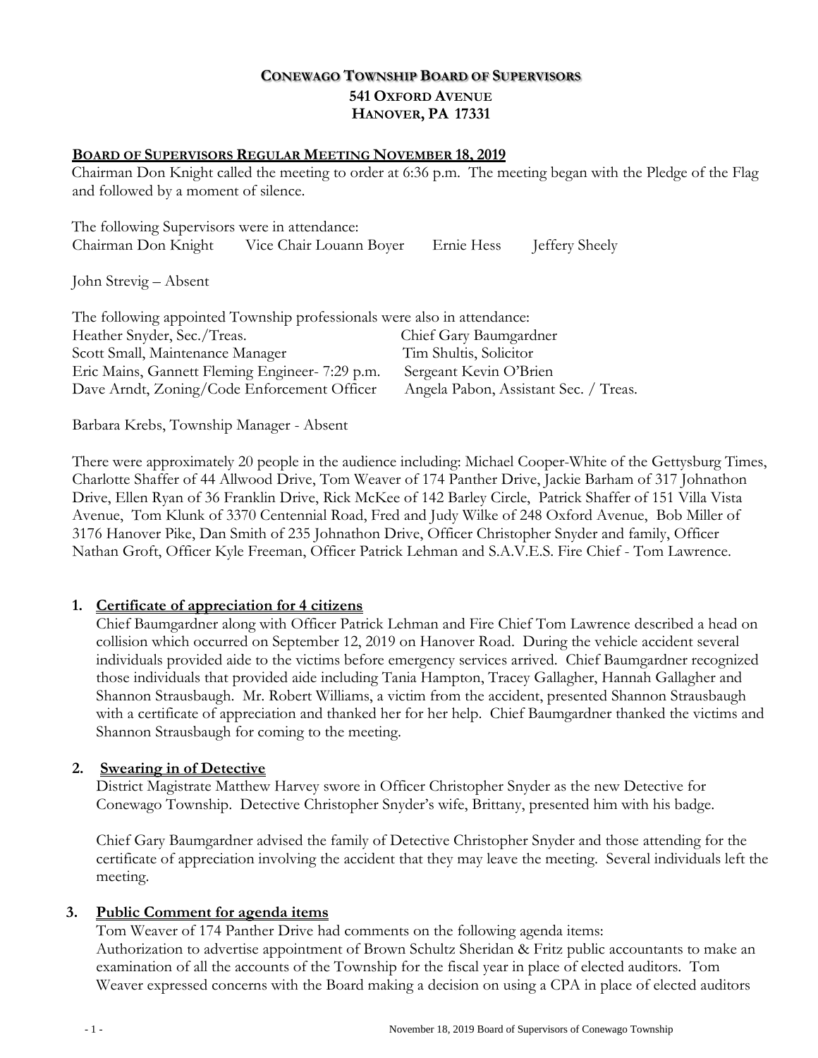# CONEWAGO TOWNSHIP BOARD OF SUPERVISORS
## 541 OXFORD AVENUE
## HANOVER, PA 17331

**BOARD OF SUPERVISORS REGULAR MEETING NOVEMBER 18, 2019**

Chairman Don Knight called the meeting to order at 6:36 p.m. The meeting began with the Pledge of the Flag and followed by a moment of silence.

The following Supervisors were in attendance:
Chairman Don Knight Vice Chair Louann Boyer Ernie Hess Jeffery Sheely

John Strevig – Absent

The following appointed Township professionals were also in attendance:

Heather Snyder, Sec./Treas. — Chief Gary Baumgardner
Scott Small, Maintenance Manager — Tim Shultis, Solicitor
Eric Mains, Gannett Fleming Engineer- 7:29 p.m. — Sergeant Kevin O'Brien
Dave Arndt, Zoning/Code Enforcement Officer — Angela Pabon, Assistant Sec. / Treas.

Barbara Krebs, Township Manager - Absent

There were approximately 20 people in the audience including: Michael Cooper-White of the Gettysburg Times, Charlotte Shaffer of 44 Allwood Drive, Tom Weaver of 174 Panther Drive, Jackie Barham of 317 Johnathon Drive, Ellen Ryan of 36 Franklin Drive, Rick McKee of 142 Barley Circle, Patrick Shaffer of 151 Villa Vista Avenue, Tom Klunk of 3370 Centennial Road, Fred and Judy Wilke of 248 Oxford Avenue, Bob Miller of 3176 Hanover Pike, Dan Smith of 235 Johnathon Drive, Officer Christopher Snyder and family, Officer Nathan Groft, Officer Kyle Freeman, Officer Patrick Lehman and S.A.V.E.S. Fire Chief - Tom Lawrence.

1. **Certificate of appreciation for 4 citizens**

   Chief Baumgardner along with Officer Patrick Lehman and Fire Chief Tom Lawrence described a head on collision which occurred on September 12, 2019 on Hanover Road. During the vehicle accident several individuals provided aide to the victims before emergency services arrived. Chief Baumgardner recognized those individuals that provided aide including Tania Hampton, Tracey Gallagher, Hannah Gallagher and Shannon Strausbaugh. Mr. Robert Williams, a victim from the accident, presented Shannon Strausbaugh with a certificate of appreciation and thanked her for her help. Chief Baumgardner thanked the victims and Shannon Strausbaugh for coming to the meeting.

2. **Swearing in of Detective**

   District Magistrate Matthew Harvey swore in Officer Christopher Snyder as the new Detective for Conewago Township. Detective Christopher Snyder's wife, Brittany, presented him with his badge.

   Chief Gary Baumgardner advised the family of Detective Christopher Snyder and those attending for the certificate of appreciation involving the accident that they may leave the meeting. Several individuals left the meeting.

3. **Public Comment for agenda items**

   Tom Weaver of 174 Panther Drive had comments on the following agenda items:
   Authorization to advertise appointment of Brown Schultz Sheridan & Fritz public accountants to make an examination of all the accounts of the Township for the fiscal year in place of elected auditors. Tom Weaver expressed concerns with the Board making a decision on using a CPA in place of elected auditors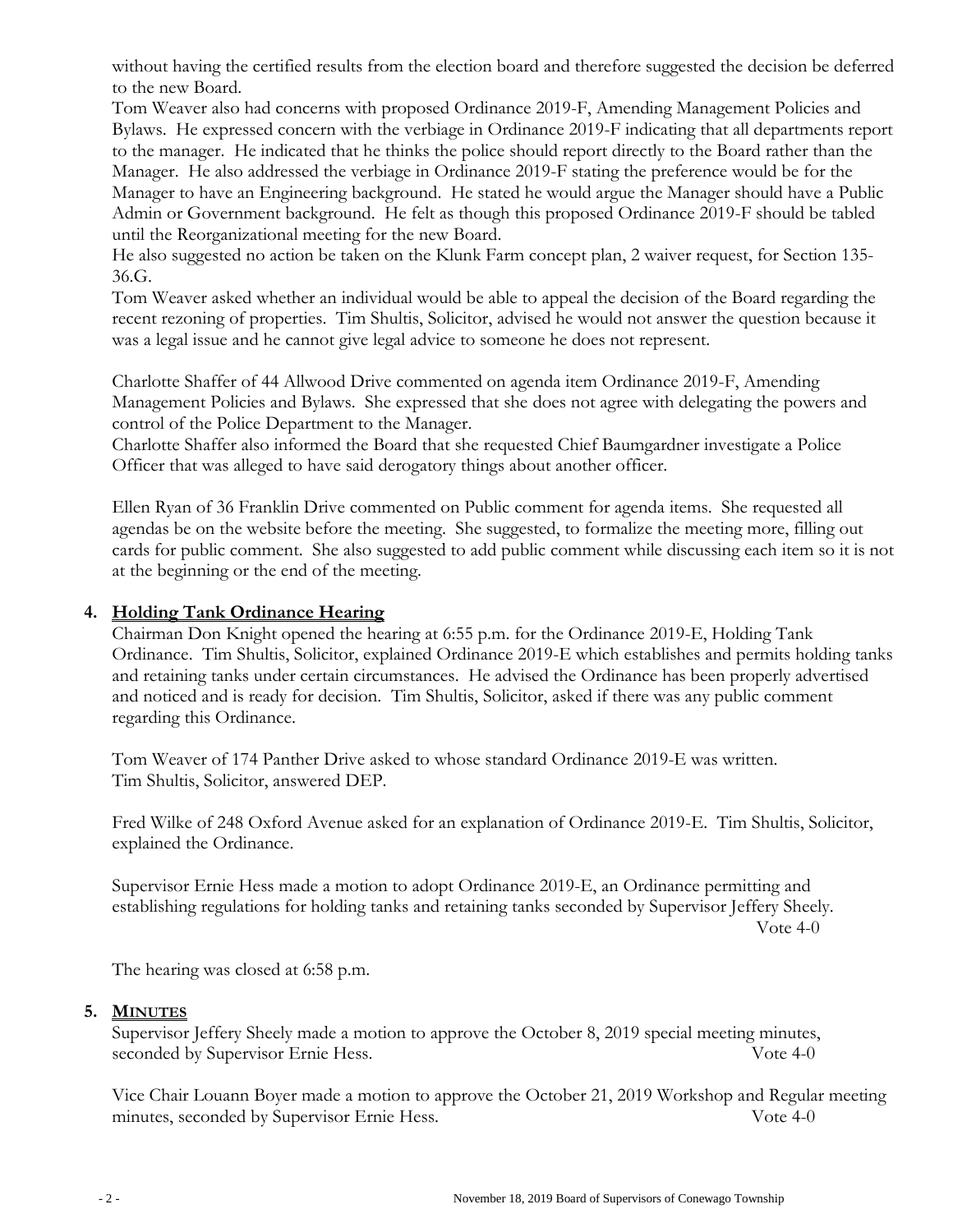without having the certified results from the election board and therefore suggested the decision be deferred to the new Board.

Tom Weaver also had concerns with proposed Ordinance 2019-F, Amending Management Policies and Bylaws. He expressed concern with the verbiage in Ordinance 2019-F indicating that all departments report to the manager. He indicated that he thinks the police should report directly to the Board rather than the Manager. He also addressed the verbiage in Ordinance 2019-F stating the preference would be for the Manager to have an Engineering background. He stated he would argue the Manager should have a Public Admin or Government background. He felt as though this proposed Ordinance 2019-F should be tabled until the Reorganizational meeting for the new Board.

He also suggested no action be taken on the Klunk Farm concept plan, 2 waiver request, for Section 135-36.G.

Tom Weaver asked whether an individual would be able to appeal the decision of the Board regarding the recent rezoning of properties. Tim Shultis, Solicitor, advised he would not answer the question because it was a legal issue and he cannot give legal advice to someone he does not represent.

Charlotte Shaffer of 44 Allwood Drive commented on agenda item Ordinance 2019-F, Amending Management Policies and Bylaws. She expressed that she does not agree with delegating the powers and control of the Police Department to the Manager.

Charlotte Shaffer also informed the Board that she requested Chief Baumgardner investigate a Police Officer that was alleged to have said derogatory things about another officer.

Ellen Ryan of 36 Franklin Drive commented on Public comment for agenda items. She requested all agendas be on the website before the meeting. She suggested, to formalize the meeting more, filling out cards for public comment. She also suggested to add public comment while discussing each item so it is not at the beginning or the end of the meeting.

**4. Holding Tank Ordinance Hearing**

Chairman Don Knight opened the hearing at 6:55 p.m. for the Ordinance 2019-E, Holding Tank Ordinance. Tim Shultis, Solicitor, explained Ordinance 2019-E which establishes and permits holding tanks and retaining tanks under certain circumstances. He advised the Ordinance has been properly advertised and noticed and is ready for decision. Tim Shultis, Solicitor, asked if there was any public comment regarding this Ordinance.

Tom Weaver of 174 Panther Drive asked to whose standard Ordinance 2019-E was written.
Tim Shultis, Solicitor, answered DEP.

Fred Wilke of 248 Oxford Avenue asked for an explanation of Ordinance 2019-E. Tim Shultis, Solicitor, explained the Ordinance.

Supervisor Ernie Hess made a motion to adopt Ordinance 2019-E, an Ordinance permitting and establishing regulations for holding tanks and retaining tanks seconded by Supervisor Jeffery Sheely.
Vote 4-0

The hearing was closed at 6:58 p.m.

**5. MINUTES**

Supervisor Jeffery Sheely made a motion to approve the October 8, 2019 special meeting minutes, seconded by Supervisor Ernie Hess. Vote 4-0

Vice Chair Louann Boyer made a motion to approve the October 21, 2019 Workshop and Regular meeting minutes, seconded by Supervisor Ernie Hess. Vote 4-0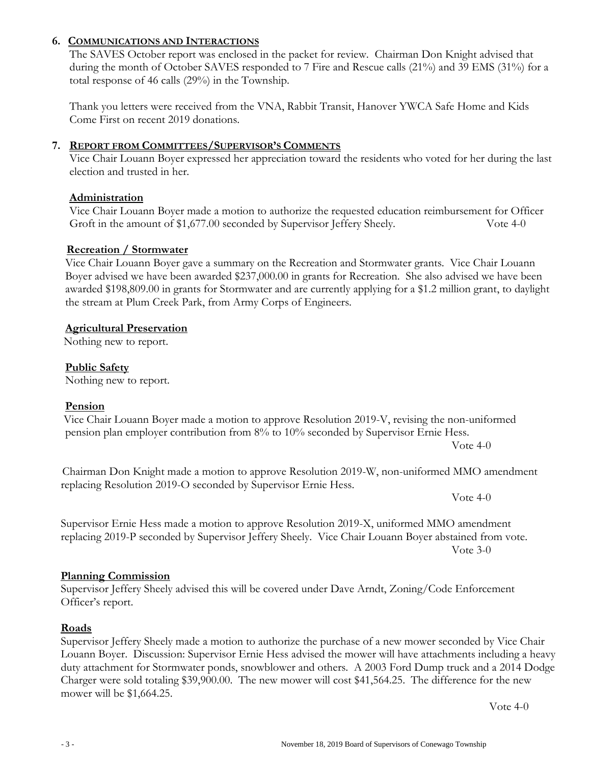**6. COMMUNICATIONS AND INTERACTIONS**

The SAVES October report was enclosed in the packet for review. Chairman Don Knight advised that during the month of October SAVES responded to 7 Fire and Rescue calls (21%) and 39 EMS (31%) for a total response of 46 calls (29%) in the Township.

Thank you letters were received from the VNA, Rabbit Transit, Hanover YWCA Safe Home and Kids Come First on recent 2019 donations.

**7. REPORT FROM COMMITTEES/SUPERVISOR'S COMMENTS**

Vice Chair Louann Boyer expressed her appreciation toward the residents who voted for her during the last election and trusted in her.

**Administration**

Vice Chair Louann Boyer made a motion to authorize the requested education reimbursement for Officer Groft in the amount of $1,677.00 seconded by Supervisor Jeffery Sheely. Vote 4-0

**Recreation / Stormwater**

Vice Chair Louann Boyer gave a summary on the Recreation and Stormwater grants. Vice Chair Louann Boyer advised we have been awarded $237,000.00 in grants for Recreation. She also advised we have been awarded $198,809.00 in grants for Stormwater and are currently applying for a $1.2 million grant, to daylight the stream at Plum Creek Park, from Army Corps of Engineers.

**Agricultural Preservation**

Nothing new to report.

**Public Safety**

Nothing new to report.

**Pension**

Vice Chair Louann Boyer made a motion to approve Resolution 2019-V, revising the non-uniformed pension plan employer contribution from 8% to 10% seconded by Supervisor Ernie Hess.

Vote 4-0

Chairman Don Knight made a motion to approve Resolution 2019-W, non-uniformed MMO amendment replacing Resolution 2019-O seconded by Supervisor Ernie Hess.

Vote 4-0

Supervisor Ernie Hess made a motion to approve Resolution 2019-X, uniformed MMO amendment replacing 2019-P seconded by Supervisor Jeffery Sheely. Vice Chair Louann Boyer abstained from vote.

Vote 3-0

**Planning Commission**

Supervisor Jeffery Sheely advised this will be covered under Dave Arndt, Zoning/Code Enforcement Officer's report.

**Roads**

Supervisor Jeffery Sheely made a motion to authorize the purchase of a new mower seconded by Vice Chair Louann Boyer. Discussion: Supervisor Ernie Hess advised the mower will have attachments including a heavy duty attachment for Stormwater ponds, snowblower and others. A 2003 Ford Dump truck and a 2014 Dodge Charger were sold totaling $39,900.00. The new mower will cost $41,564.25. The difference for the new mower will be $1,664.25.

Vote 4-0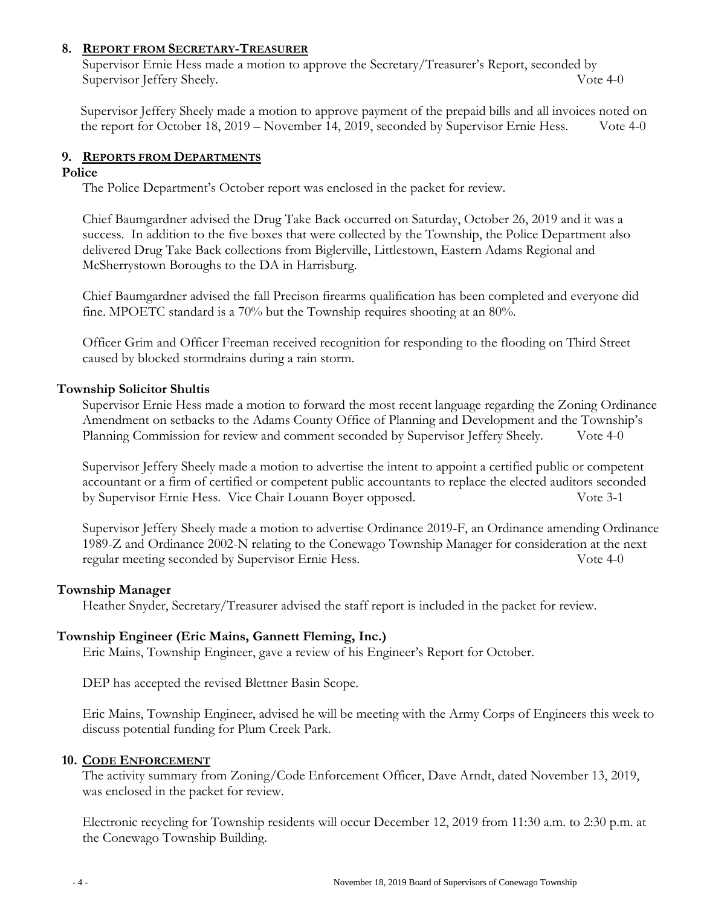## 8. REPORT FROM SECRETARY-TREASURER

Supervisor Ernie Hess made a motion to approve the Secretary/Treasurer's Report, seconded by Supervisor Jeffery Sheely. Vote 4-0

Supervisor Jeffery Sheely made a motion to approve payment of the prepaid bills and all invoices noted on the report for October 18, 2019 – November 14, 2019, seconded by Supervisor Ernie Hess. Vote 4-0

## 9. REPORTS FROM DEPARTMENTS

### Police

The Police Department's October report was enclosed in the packet for review.

Chief Baumgardner advised the Drug Take Back occurred on Saturday, October 26, 2019 and it was a success. In addition to the five boxes that were collected by the Township, the Police Department also delivered Drug Take Back collections from Biglerville, Littlestown, Eastern Adams Regional and McSherrystown Boroughs to the DA in Harrisburg.

Chief Baumgardner advised the fall Precison firearms qualification has been completed and everyone did fine. MPOETC standard is a 70% but the Township requires shooting at an 80%.

Officer Grim and Officer Freeman received recognition for responding to the flooding on Third Street caused by blocked stormdrains during a rain storm.

### Township Solicitor Shultis

Supervisor Ernie Hess made a motion to forward the most recent language regarding the Zoning Ordinance Amendment on setbacks to the Adams County Office of Planning and Development and the Township's Planning Commission for review and comment seconded by Supervisor Jeffery Sheely. Vote 4-0

Supervisor Jeffery Sheely made a motion to advertise the intent to appoint a certified public or competent accountant or a firm of certified or competent public accountants to replace the elected auditors seconded by Supervisor Ernie Hess. Vice Chair Louann Boyer opposed. Vote 3-1

Supervisor Jeffery Sheely made a motion to advertise Ordinance 2019-F, an Ordinance amending Ordinance 1989-Z and Ordinance 2002-N relating to the Conewago Township Manager for consideration at the next regular meeting seconded by Supervisor Ernie Hess. Vote 4-0

### Township Manager

Heather Snyder, Secretary/Treasurer advised the staff report is included in the packet for review.

### Township Engineer (Eric Mains, Gannett Fleming, Inc.)

Eric Mains, Township Engineer, gave a review of his Engineer's Report for October.

DEP has accepted the revised Blettner Basin Scope.

Eric Mains, Township Engineer, advised he will be meeting with the Army Corps of Engineers this week to discuss potential funding for Plum Creek Park.

## 10. CODE ENFORCEMENT

The activity summary from Zoning/Code Enforcement Officer, Dave Arndt, dated November 13, 2019, was enclosed in the packet for review.

Electronic recycling for Township residents will occur December 12, 2019 from 11:30 a.m. to 2:30 p.m. at the Conewago Township Building.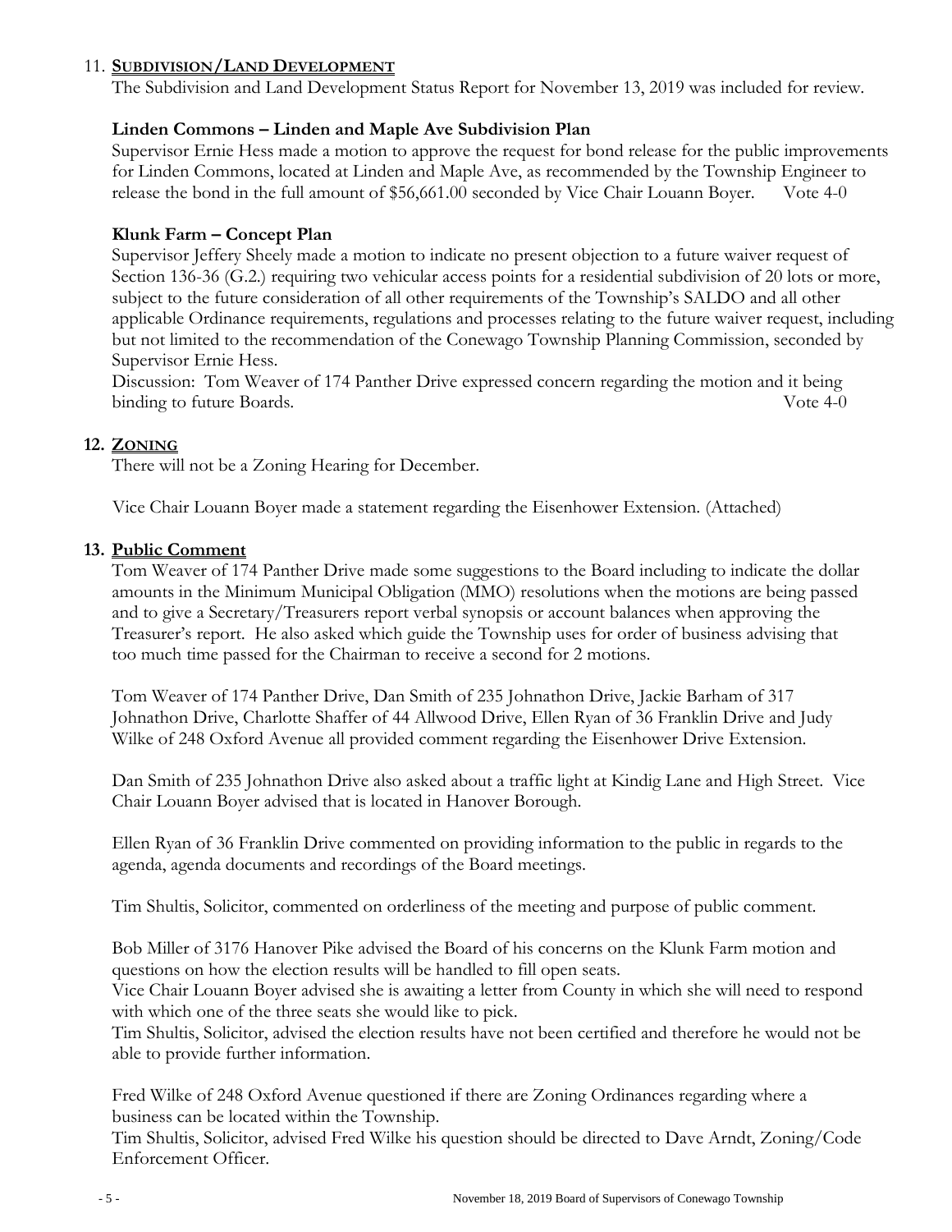## 11. SUBDIVISION/LAND DEVELOPMENT

The Subdivision and Land Development Status Report for November 13, 2019 was included for review.

### Linden Commons – Linden and Maple Ave Subdivision Plan

Supervisor Ernie Hess made a motion to approve the request for bond release for the public improvements for Linden Commons, located at Linden and Maple Ave, as recommended by the Township Engineer to release the bond in the full amount of $56,661.00 seconded by Vice Chair Louann Boyer. Vote 4-0

### Klunk Farm – Concept Plan

Supervisor Jeffery Sheely made a motion to indicate no present objection to a future waiver request of Section 136-36 (G.2.) requiring two vehicular access points for a residential subdivision of 20 lots or more, subject to the future consideration of all other requirements of the Township's SALDO and all other applicable Ordinance requirements, regulations and processes relating to the future waiver request, including but not limited to the recommendation of the Conewago Township Planning Commission, seconded by Supervisor Ernie Hess.

Discussion: Tom Weaver of 174 Panther Drive expressed concern regarding the motion and it being binding to future Boards. Vote 4-0

## 12. ZONING

There will not be a Zoning Hearing for December.

Vice Chair Louann Boyer made a statement regarding the Eisenhower Extension. (Attached)

## 13. Public Comment

Tom Weaver of 174 Panther Drive made some suggestions to the Board including to indicate the dollar amounts in the Minimum Municipal Obligation (MMO) resolutions when the motions are being passed and to give a Secretary/Treasurers report verbal synopsis or account balances when approving the Treasurer's report. He also asked which guide the Township uses for order of business advising that too much time passed for the Chairman to receive a second for 2 motions.

Tom Weaver of 174 Panther Drive, Dan Smith of 235 Johnathon Drive, Jackie Barham of 317 Johnathon Drive, Charlotte Shaffer of 44 Allwood Drive, Ellen Ryan of 36 Franklin Drive and Judy Wilke of 248 Oxford Avenue all provided comment regarding the Eisenhower Drive Extension.

Dan Smith of 235 Johnathon Drive also asked about a traffic light at Kindig Lane and High Street. Vice Chair Louann Boyer advised that is located in Hanover Borough.

Ellen Ryan of 36 Franklin Drive commented on providing information to the public in regards to the agenda, agenda documents and recordings of the Board meetings.

Tim Shultis, Solicitor, commented on orderliness of the meeting and purpose of public comment.

Bob Miller of 3176 Hanover Pike advised the Board of his concerns on the Klunk Farm motion and questions on how the election results will be handled to fill open seats.

Vice Chair Louann Boyer advised she is awaiting a letter from County in which she will need to respond with which one of the three seats she would like to pick.

Tim Shultis, Solicitor, advised the election results have not been certified and therefore he would not be able to provide further information.

Fred Wilke of 248 Oxford Avenue questioned if there are Zoning Ordinances regarding where a business can be located within the Township.

Tim Shultis, Solicitor, advised Fred Wilke his question should be directed to Dave Arndt, Zoning/Code Enforcement Officer.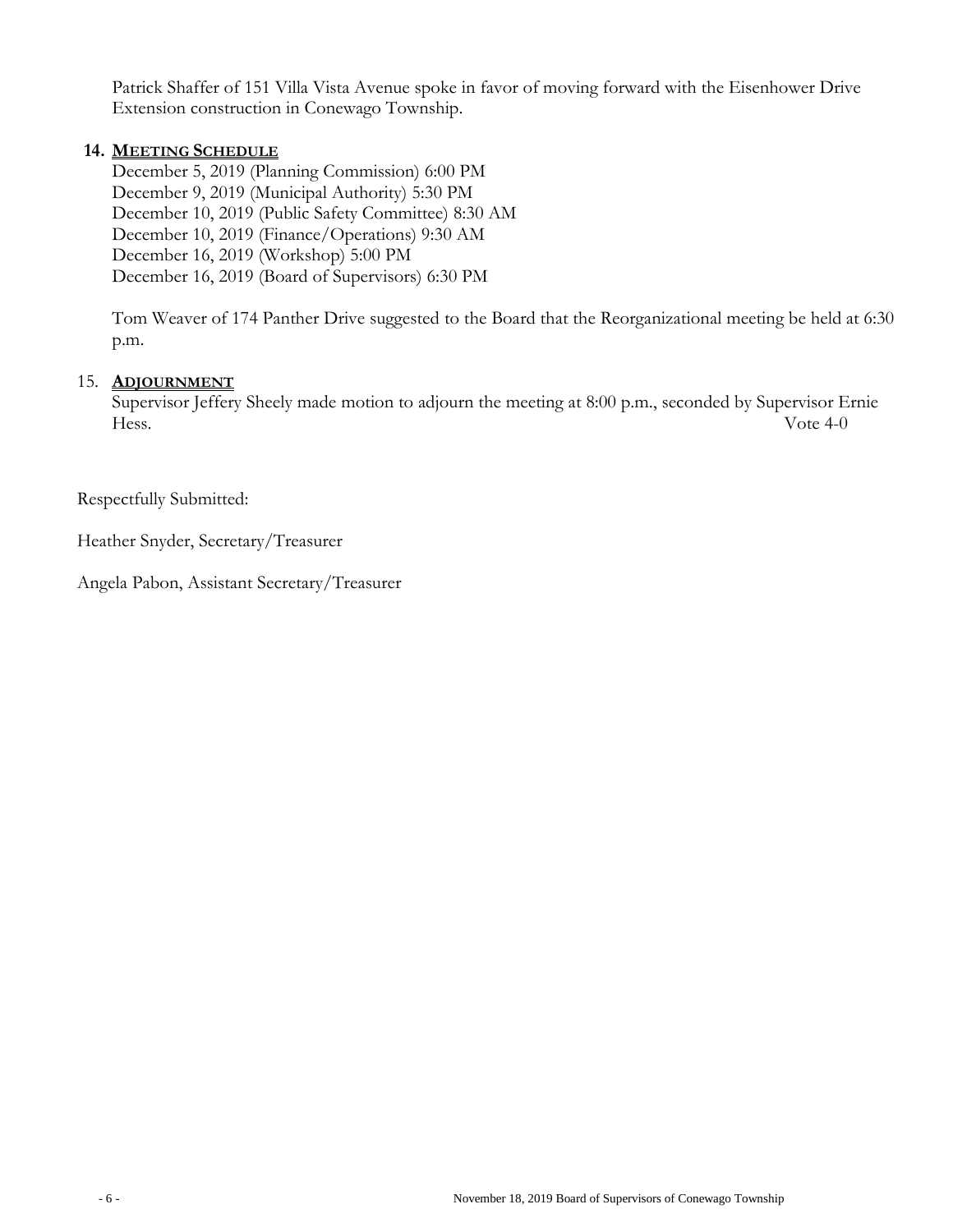Patrick Shaffer of 151 Villa Vista Avenue spoke in favor of moving forward with the Eisenhower Drive Extension construction in Conewago Township.

**14. MEETING SCHEDULE**

December 5, 2019 (Planning Commission) 6:00 PM
December 9, 2019 (Municipal Authority) 5:30 PM
December 10, 2019 (Public Safety Committee) 8:30 AM
December 10, 2019 (Finance/Operations) 9:30 AM
December 16, 2019 (Workshop) 5:00 PM
December 16, 2019 (Board of Supervisors) 6:30 PM

Tom Weaver of 174 Panther Drive suggested to the Board that the Reorganizational meeting be held at 6:30 p.m.

15. **ADJOURNMENT**

Supervisor Jeffery Sheely made motion to adjourn the meeting at 8:00 p.m., seconded by Supervisor Ernie Hess. Vote 4-0

Respectfully Submitted:

Heather Snyder, Secretary/Treasurer

Angela Pabon, Assistant Secretary/Treasurer